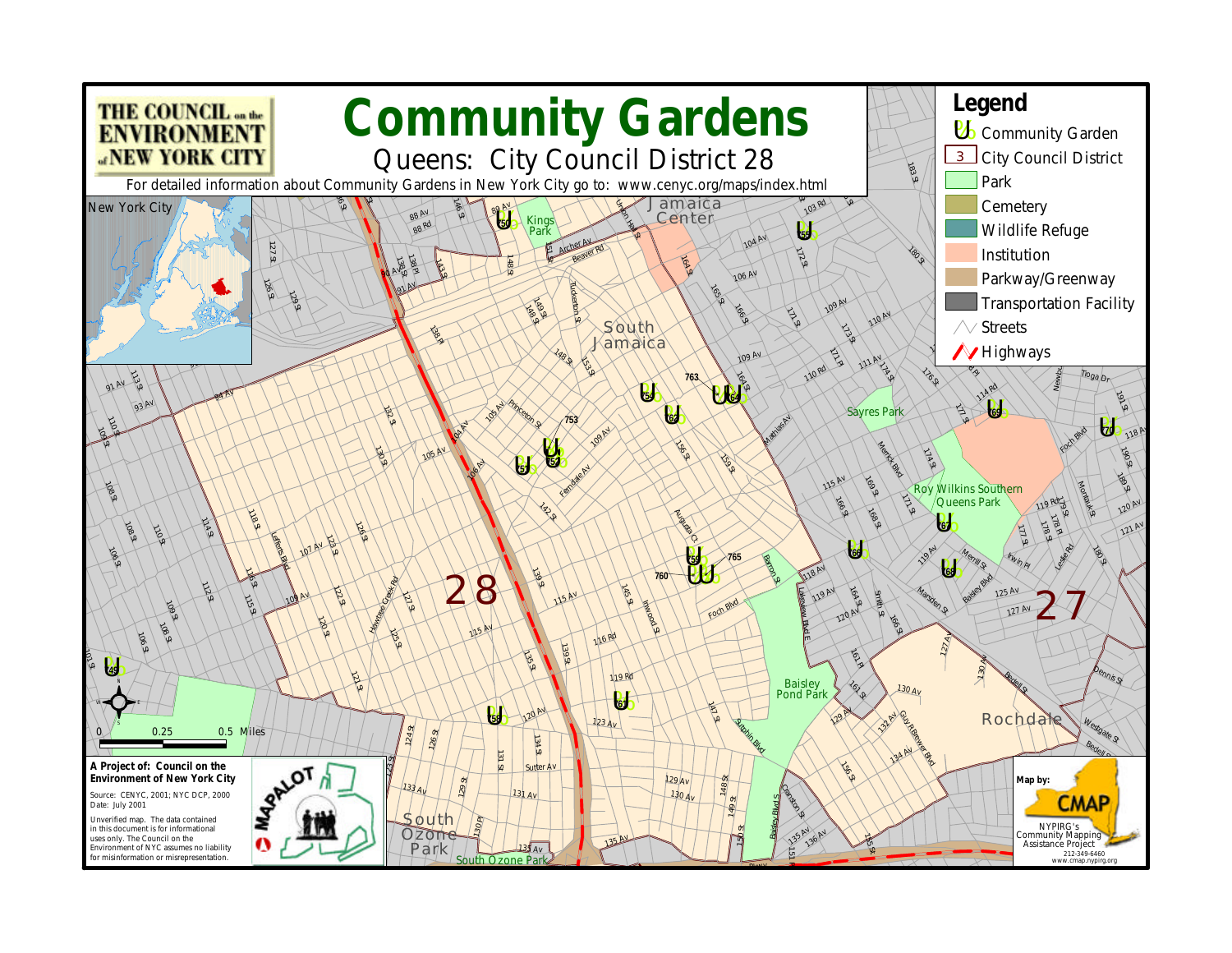THE COUNCIL on the ENVIRONMENT of NEW YORK CITY

# Community Gardens

## Queens: City Council District 28

For detailed information about Community Gardens in New York City go to: www.cenyc.org/maps/index.html

## Legend

- Community Garden
- City Council District
- Park
- Cemetery
- Wildlife Refuge
- Institution
- Parkway/Greenway
- Transportation Facility
- Streets
- Highways

0 0.25 0.5 Miles

**A Project of: Council on the Environment of New York City**

Source: CENYC, 2001; NYC DCP, 2000
Date: July 2001

Unverified map. The data contained in this document is for informational uses only. The Council on the Environment of NYC assumes no liability for misinformation or misrepresentation.

MAPALOT

**Map by:**

CMAP

NYPIRG's Community Mapping Assistance Project
212-349-6460
www.cmap.nypirg.org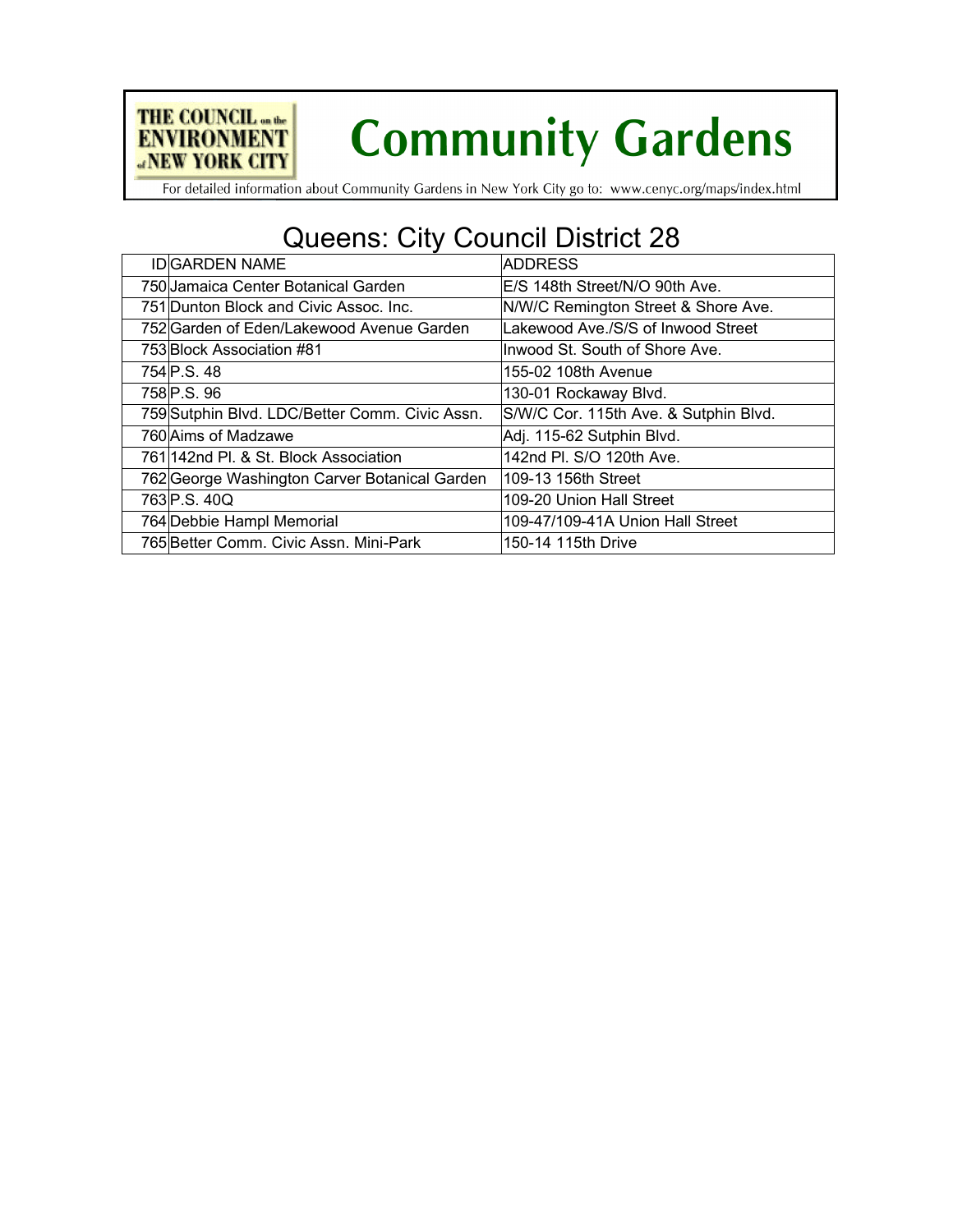THE COUNCIL on the ENVIRONMENT of NEW YORK CITY

# Community Gardens

For detailed information about Community Gardens in New York City go to: www.cenyc.org/maps/index.html

## Queens: City Council District 28

| ID | GARDEN NAME | ADDRESS |
|---|---|---|
| 750 | Jamaica Center Botanical Garden | E/S 148th Street/N/O 90th Ave. |
| 751 | Dunton Block and Civic Assoc. Inc. | N/W/C Remington Street & Shore Ave. |
| 752 | Garden of Eden/Lakewood Avenue Garden | Lakewood Ave./S/S of Inwood Street |
| 753 | Block Association #81 | Inwood St. South of Shore Ave. |
| 754 | P.S. 48 | 155-02 108th Avenue |
| 758 | P.S. 96 | 130-01 Rockaway Blvd. |
| 759 | Sutphin Blvd. LDC/Better Comm. Civic Assn. | S/W/C Cor. 115th Ave. & Sutphin Blvd. |
| 760 | Aims of Madzawe | Adj. 115-62 Sutphin Blvd. |
| 761 | 142nd Pl. & St. Block Association | 142nd Pl. S/O 120th Ave. |
| 762 | George Washington Carver Botanical Garden | 109-13 156th Street |
| 763 | P.S. 40Q | 109-20 Union Hall Street |
| 764 | Debbie Hampl Memorial | 109-47/109-41A Union Hall Street |
| 765 | Better Comm. Civic Assn. Mini-Park | 150-14 115th Drive |